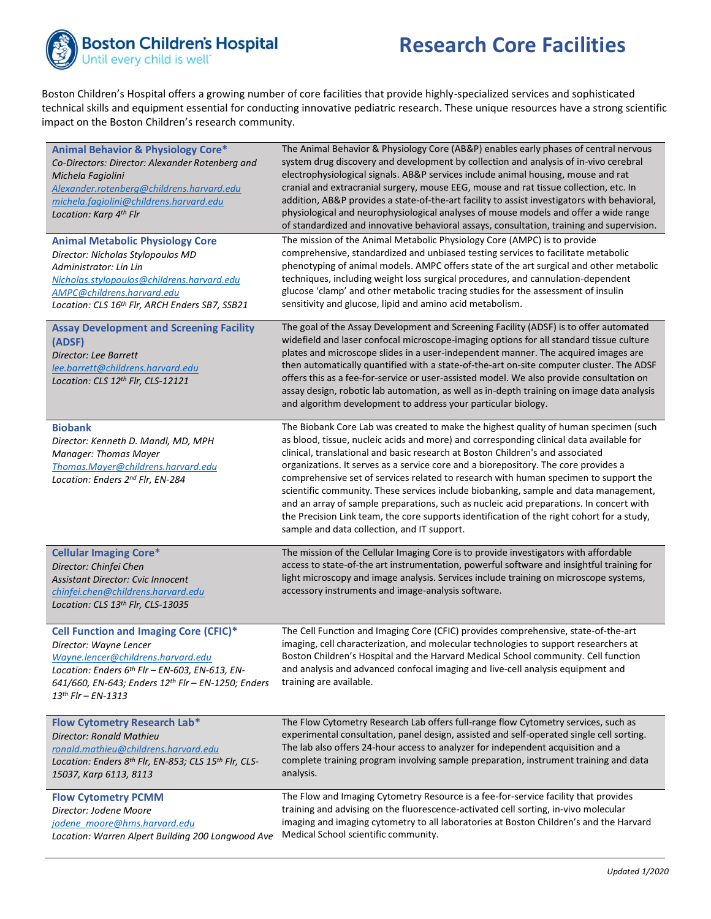# Research Core Facilities

Boston Children's Hospital offers a growing number of core facilities that provide highly-specialized services and sophisticated technical skills and equipment essential for conducting innovative pediatric research. These unique resources have a strong scientific impact on the Boston Children's research community.

| Core | Description |
|---|---|
| **Animal Behavior & Physiology Core*** <br> *Co-Directors: Director: Alexander Rotenberg and Michela Fagiolini* <br> *Alexander.rotenberg@childrens.harvard.edu* <br> *michela.fagiolini@childrens.harvard.edu* <br> *Location: Karp 4th Flr* | The Animal Behavior & Physiology Core (AB&P) enables early phases of central nervous system drug discovery and development by collection and analysis of in-vivo cerebral electrophysiological signals. AB&P services include animal housing, mouse and rat cranial and extracranial surgery, mouse EEG, mouse and rat tissue collection, etc. In addition, AB&P provides a state-of-the-art facility to assist investigators with behavioral, physiological and neurophysiological analyses of mouse models and offer a wide range of standardized and innovative behavioral assays, consultation, training and supervision. |
| **Animal Metabolic Physiology Core** <br> *Director: Nicholas Stylopoulos MD* <br> *Administrator: Lin Lin* <br> *Nicholas.stylopoulos@childrens.harvard.edu* <br> *AMPC@childrens.harvard.edu* <br> *Location: CLS 16th Flr, ARCH Enders SB7, SSB21* | The mission of the Animal Metabolic Physiology Core (AMPC) is to provide comprehensive, standardized and unbiased testing services to facilitate metabolic phenotyping of animal models. AMPC offers state of the art surgical and other metabolic techniques, including weight loss surgical procedures, and cannulation-dependent glucose 'clamp' and other metabolic tracing studies for the assessment of insulin sensitivity and glucose, lipid and amino acid metabolism. |
| **Assay Development and Screening Facility (ADSF)** <br> *Director: Lee Barrett* <br> *lee.barrett@childrens.harvard.edu* <br> *Location: CLS 12th Flr, CLS-12121* | The goal of the Assay Development and Screening Facility (ADSF) is to offer automated widefield and laser confocal microscope-imaging options for all standard tissue culture plates and microscope slides in a user-independent manner. The acquired images are then automatically quantified with a state-of-the-art on-site computer cluster. The ADSF offers this as a fee-for-service or user-assisted model. We also provide consultation on assay design, robotic lab automation, as well as in-depth training on image data analysis and algorithm development to address your particular biology. |
| **Biobank** <br> *Director: Kenneth D. Mandl, MD, MPH* <br> *Manager: Thomas Mayer* <br> *Thomas.Mayer@childrens.harvard.edu* <br> *Location: Enders 2nd Flr, EN-284* | The Biobank Core Lab was created to make the highest quality of human specimen (such as blood, tissue, nucleic acids and more) and corresponding clinical data available for clinical, translational and basic research at Boston Children's and associated organizations. It serves as a service core and a biorepository. The core provides a comprehensive set of services related to research with human specimen to support the scientific community. These services include biobanking, sample and data management, and an array of sample preparations, such as nucleic acid preparations. In concert with the Precision Link team, the core supports identification of the right cohort for a study, sample and data collection, and IT support. |
| **Cellular Imaging Core*** <br> *Director: Chinfei Chen* <br> *Assistant Director: Cvic Innocent* <br> *chinfei.chen@childrens.harvard.edu* <br> *Location: CLS 13th Flr, CLS-13035* | The mission of the Cellular Imaging Core is to provide investigators with affordable access to state-of-the art instrumentation, powerful software and insightful training for light microscopy and image analysis. Services include training on microscope systems, accessory instruments and image-analysis software. |
| **Cell Function and Imaging Core (CFIC)*** <br> *Director: Wayne Lencer* <br> *Wayne.lencer@childrens.harvard.edu* <br> *Location: Enders 6th Flr – EN-603, EN-613, EN-641/660, EN-643; Enders 12th Flr – EN-1250; Enders 13th Flr – EN-1313* | The Cell Function and Imaging Core (CFIC) provides comprehensive, state-of-the-art imaging, cell characterization, and molecular technologies to support researchers at Boston Children's Hospital and the Harvard Medical School community. Cell function and analysis and advanced confocal imaging and live-cell analysis equipment and training are available. |
| **Flow Cytometry Research Lab*** <br> *Director: Ronald Mathieu* <br> *ronald.mathieu@childrens.harvard.edu* <br> *Location: Enders 8th Flr, EN-853; CLS 15th Flr, CLS-15037, Karp 6113, 8113* | The Flow Cytometry Research Lab offers full-range flow Cytometry services, such as experimental consultation, panel design, assisted and self-operated single cell sorting. The lab also offers 24-hour access to analyzer for independent acquisition and a complete training program involving sample preparation, instrument training and data analysis. |
| **Flow Cytometry PCMM** <br> *Director: Jodene Moore* <br> *jodene_moore@hms.harvard.edu* <br> *Location: Warren Alpert Building 200 Longwood Ave* | The Flow and Imaging Cytometry Resource is a fee-for-service facility that provides training and advising on the fluorescence-activated cell sorting, in-vivo molecular imaging and imaging cytometry to all laboratories at Boston Children's and the Harvard Medical School scientific community. |

*Updated 1/2020*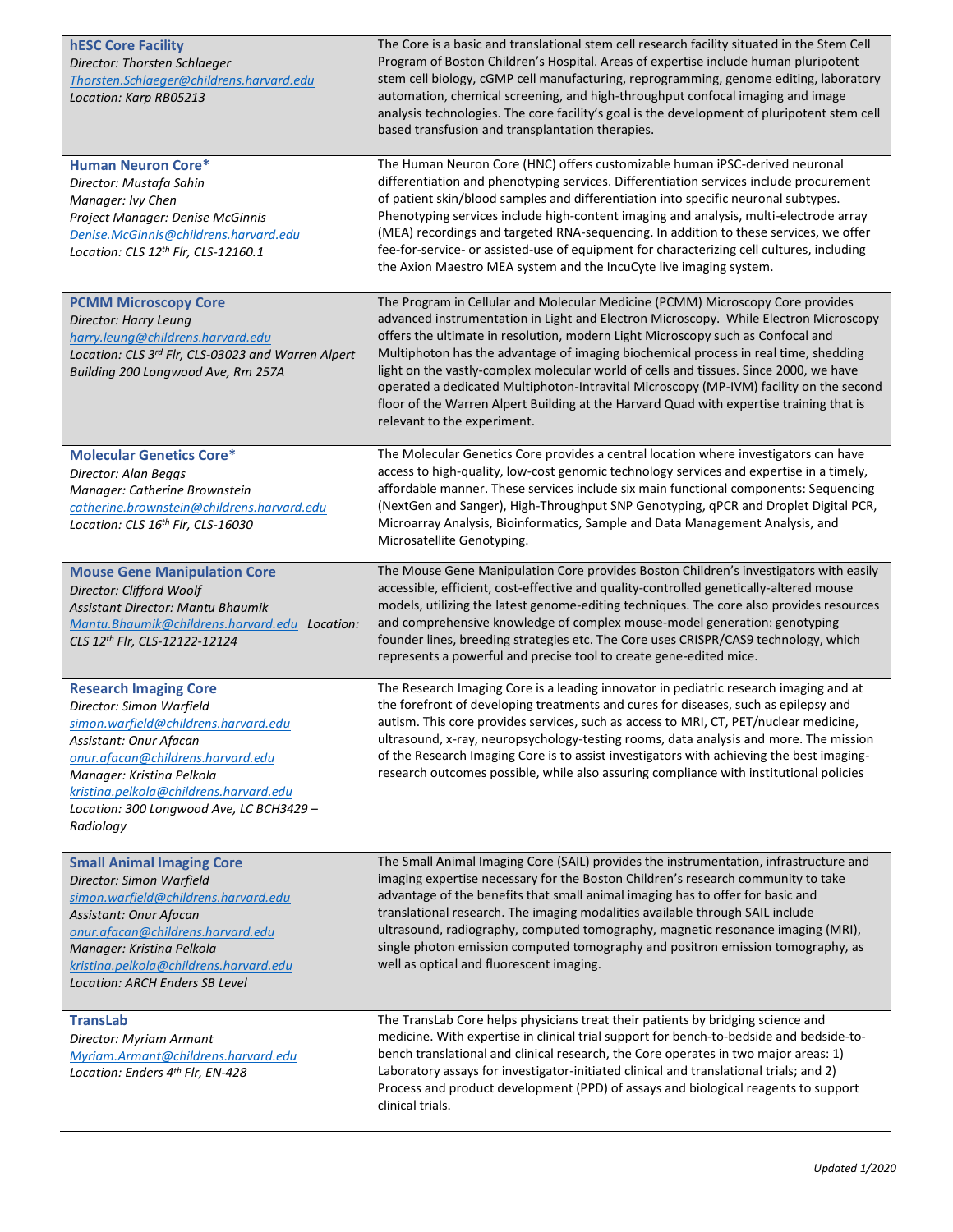| | |
|---|---|
| **hESC Core Facility**<br>*Director: Thorsten Schlaeger*<br>*Thorsten.Schlaeger@childrens.harvard.edu*<br>*Location: Karp RB05213* | The Core is a basic and translational stem cell research facility situated in the Stem Cell Program of Boston Children's Hospital. Areas of expertise include human pluripotent stem cell biology, cGMP cell manufacturing, reprogramming, genome editing, laboratory automation, chemical screening, and high-throughput confocal imaging and image analysis technologies. The core facility's goal is the development of pluripotent stem cell based transfusion and transplantation therapies. |
| **Human Neuron Core***<br>*Director: Mustafa Sahin*<br>*Manager: Ivy Chen*<br>*Project Manager: Denise McGinnis*<br>*Denise.McGinnis@childrens.harvard.edu*<br>*Location: CLS 12th Flr, CLS-12160.1* | The Human Neuron Core (HNC) offers customizable human iPSC-derived neuronal differentiation and phenotyping services. Differentiation services include procurement of patient skin/blood samples and differentiation into specific neuronal subtypes. Phenotyping services include high-content imaging and analysis, multi-electrode array (MEA) recordings and targeted RNA-sequencing. In addition to these services, we offer fee-for-service- or assisted-use of equipment for characterizing cell cultures, including the Axion Maestro MEA system and the IncuCyte live imaging system. |
| **PCMM Microscopy Core**<br>*Director: Harry Leung*<br>*harry.leung@childrens.harvard.edu*<br>*Location: CLS 3rd Flr, CLS-03023 and Warren Alpert Building 200 Longwood Ave, Rm 257A* | The Program in Cellular and Molecular Medicine (PCMM) Microscopy Core provides advanced instrumentation in Light and Electron Microscopy. While Electron Microscopy offers the ultimate in resolution, modern Light Microscopy such as Confocal and Multiphoton has the advantage of imaging biochemical process in real time, shedding light on the vastly-complex molecular world of cells and tissues. Since 2000, we have operated a dedicated Multiphoton-Intravital Microscopy (MP-IVM) facility on the second floor of the Warren Alpert Building at the Harvard Quad with expertise training that is relevant to the experiment. |
| **Molecular Genetics Core***<br>*Director: Alan Beggs*<br>*Manager: Catherine Brownstein*<br>*catherine.brownstein@childrens.harvard.edu*<br>*Location: CLS 16th Flr, CLS-16030* | The Molecular Genetics Core provides a central location where investigators can have access to high-quality, low-cost genomic technology services and expertise in a timely, affordable manner. These services include six main functional components: Sequencing (NextGen and Sanger), High-Throughput SNP Genotyping, qPCR and Droplet Digital PCR, Microarray Analysis, Bioinformatics, Sample and Data Management Analysis, and Microsatellite Genotyping. |
| **Mouse Gene Manipulation Core**<br>*Director: Clifford Woolf*<br>*Assistant Director: Mantu Bhaumik*<br>*Mantu.Bhaumik@childrens.harvard.edu* *Location: CLS 12th Flr, CLS-12122-12124* | The Mouse Gene Manipulation Core provides Boston Children's investigators with easily accessible, efficient, cost-effective and quality-controlled genetically-altered mouse models, utilizing the latest genome-editing techniques. The core also provides resources and comprehensive knowledge of complex mouse-model generation: genotyping founder lines, breeding strategies etc. The Core uses CRISPR/CAS9 technology, which represents a powerful and precise tool to create gene-edited mice. |
| **Research Imaging Core**<br>*Director: Simon Warfield*<br>*simon.warfield@childrens.harvard.edu*<br>*Assistant: Onur Afacan*<br>*onur.afacan@childrens.harvard.edu*<br>*Manager: Kristina Pelkola*<br>*kristina.pelkola@childrens.harvard.edu*<br>*Location: 300 Longwood Ave, LC BCH3429 – Radiology* | The Research Imaging Core is a leading innovator in pediatric research imaging and at the forefront of developing treatments and cures for diseases, such as epilepsy and autism. This core provides services, such as access to MRI, CT, PET/nuclear medicine, ultrasound, x-ray, neuropsychology-testing rooms, data analysis and more. The mission of the Research Imaging Core is to assist investigators with achieving the best imaging-research outcomes possible, while also assuring compliance with institutional policies |
| **Small Animal Imaging Core**<br>*Director: Simon Warfield*<br>*simon.warfield@childrens.harvard.edu*<br>*Assistant: Onur Afacan*<br>*onur.afacan@childrens.harvard.edu*<br>*Manager: Kristina Pelkola*<br>*kristina.pelkola@childrens.harvard.edu*<br>*Location: ARCH Enders SB Level* | The Small Animal Imaging Core (SAIL) provides the instrumentation, infrastructure and imaging expertise necessary for the Boston Children's research community to take advantage of the benefits that small animal imaging has to offer for basic and translational research. The imaging modalities available through SAIL include ultrasound, radiography, computed tomography, magnetic resonance imaging (MRI), single photon emission computed tomography and positron emission tomography, as well as optical and fluorescent imaging. |
| **TransLab**<br>*Director: Myriam Armant*<br>*Myriam.Armant@childrens.harvard.edu*<br>*Location: Enders 4th Flr, EN-428* | The TransLab Core helps physicians treat their patients by bridging science and medicine. With expertise in clinical trial support for bench-to-bedside and bedside-to-bench translational and clinical research, the Core operates in two major areas: 1) Laboratory assays for investigator-initiated clinical and translational trials; and 2) Process and product development (PPD) of assays and biological reagents to support clinical trials. |

*Updated 1/2020*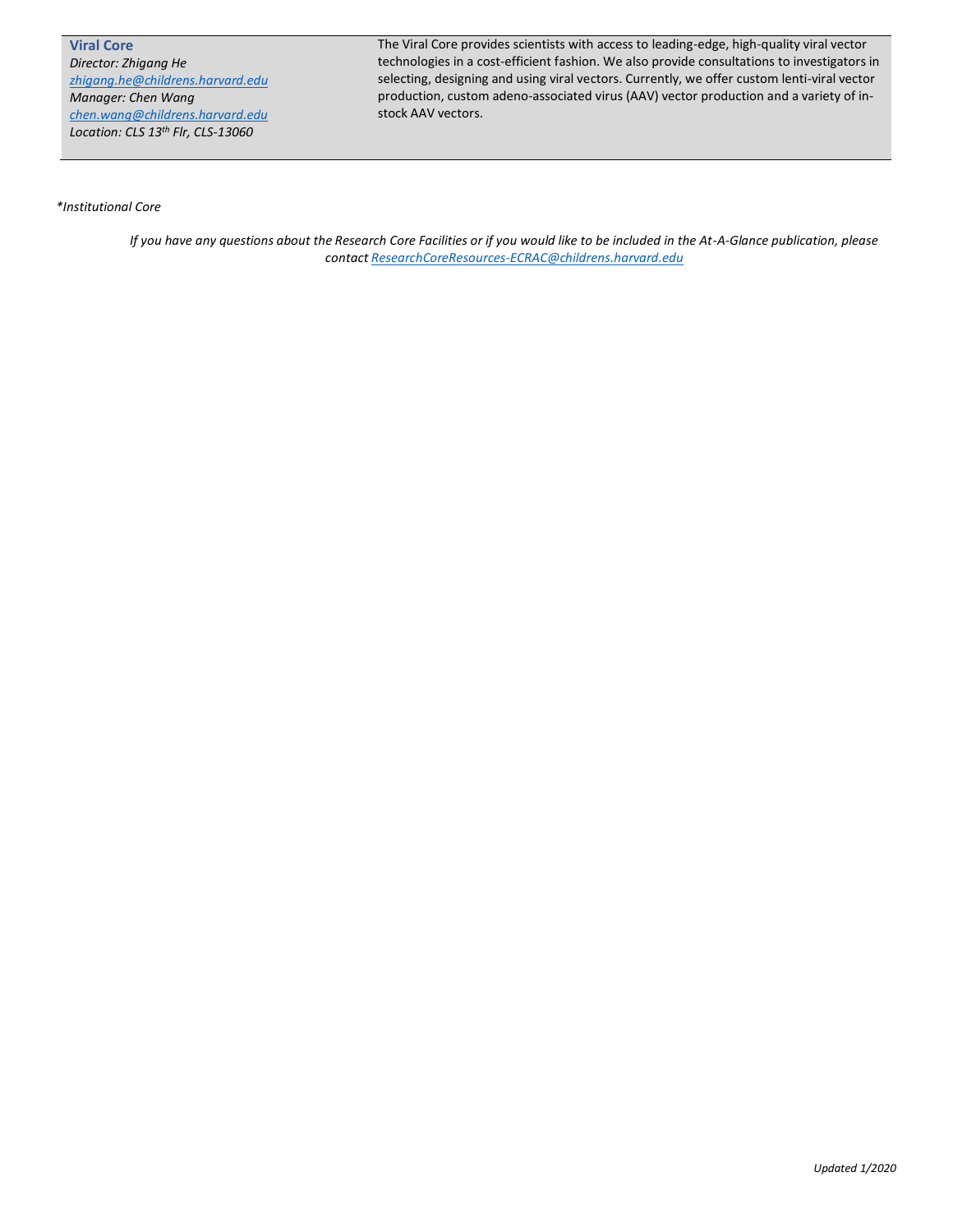| | |
|---|---|
| **Viral Core**<br>*Director: Zhigang He*<br>*zhigang.he@childrens.harvard.edu*<br>*Manager: Chen Wang*<br>*chen.wang@childrens.harvard.edu*<br>*Location: CLS 13th Flr, CLS-13060* | The Viral Core provides scientists with access to leading-edge, high-quality viral vector technologies in a cost-efficient fashion. We also provide consultations to investigators in selecting, designing and using viral vectors. Currently, we offer custom lenti-viral vector production, custom adeno-associated virus (AAV) vector production and a variety of in-stock AAV vectors. |

*\*Institutional Core*

*If you have any questions about the Research Core Facilities or if you would like to be included in the At-A-Glance publication, please contact ResearchCoreResources-ECRAC@childrens.harvard.edu*

*Updated 1/2020*